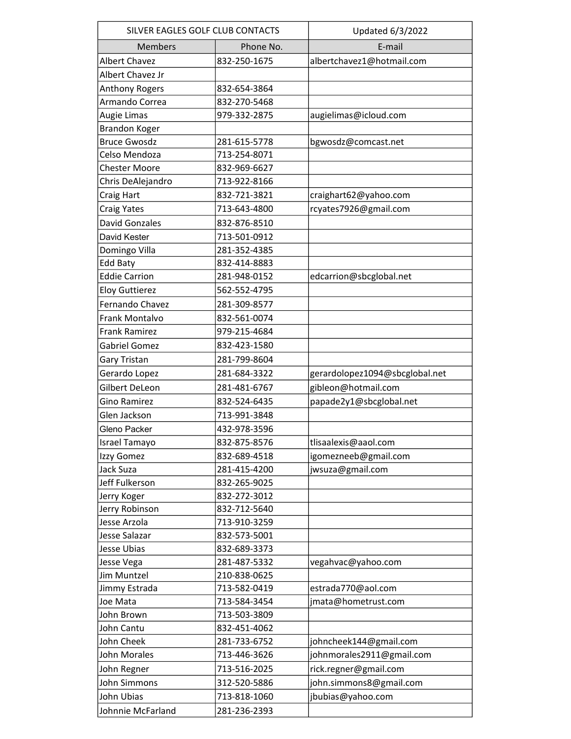| SILVER EAGLES GOLF CLUB CONTACTS | | Updated 6/3/2022 |
|---|---|---|
| Members | Phone No. | E-mail |
| Albert Chavez | 832-250-1675 | albertchavez1@hotmail.com |
| Albert Chavez Jr | | |
| Anthony Rogers | 832-654-3864 | |
| Armando Correa | 832-270-5468 | |
| Augie Limas | 979-332-2875 | augielimas@icloud.com |
| Brandon Koger | | |
| Bruce Gwosdz | 281-615-5778 | bgwosdz@comcast.net |
| Celso Mendoza | 713-254-8071 | |
| Chester Moore | 832-969-6627 | |
| Chris DeAlejandro | 713-922-8166 | |
| Craig Hart | 832-721-3821 | craighart62@yahoo.com |
| Craig Yates | 713-643-4800 | rcyates7926@gmail.com |
| David Gonzales | 832-876-8510 | |
| David Kester | 713-501-0912 | |
| Domingo Villa | 281-352-4385 | |
| Edd Baty | 832-414-8883 | |
| Eddie Carrion | 281-948-0152 | edcarrion@sbcglobal.net |
| Eloy Guttierez | 562-552-4795 | |
| Fernando Chavez | 281-309-8577 | |
| Frank Montalvo | 832-561-0074 | |
| Frank Ramirez | 979-215-4684 | |
| Gabriel Gomez | 832-423-1580 | |
| Gary Tristan | 281-799-8604 | |
| Gerardo Lopez | 281-684-3322 | gerardolopez1094@sbcglobal.net |
| Gilbert DeLeon | 281-481-6767 | gibleon@hotmail.com |
| Gino Ramirez | 832-524-6435 | papade2y1@sbcglobal.net |
| Glen Jackson | 713-991-3848 | |
| Gleno Packer | 432-978-3596 | |
| Israel Tamayo | 832-875-8576 | tlisaalexis@aaol.com |
| Izzy Gomez | 832-689-4518 | igomezneeb@gmail.com |
| Jack Suza | 281-415-4200 | jwsuza@gmail.com |
| Jeff Fulkerson | 832-265-9025 | |
| Jerry Koger | 832-272-3012 | |
| Jerry Robinson | 832-712-5640 | |
| Jesse Arzola | 713-910-3259 | |
| Jesse Salazar | 832-573-5001 | |
| Jesse Ubias | 832-689-3373 | |
| Jesse Vega | 281-487-5332 | vegahvac@yahoo.com |
| Jim Muntzel | 210-838-0625 | |
| Jimmy Estrada | 713-582-0419 | estrada770@aol.com |
| Joe Mata | 713-584-3454 | jmata@hometrust.com |
| John Brown | 713-503-3809 | |
| John Cantu | 832-451-4062 | |
| John Cheek | 281-733-6752 | johncheek144@gmail.com |
| John Morales | 713-446-3626 | johnmorales2911@gmail.com |
| John Regner | 713-516-2025 | rick.regner@gmail.com |
| John Simmons | 312-520-5886 | john.simmons8@gmail.com |
| John Ubias | 713-818-1060 | jbubias@yahoo.com |
| Johnnie McFarland | 281-236-2393 | |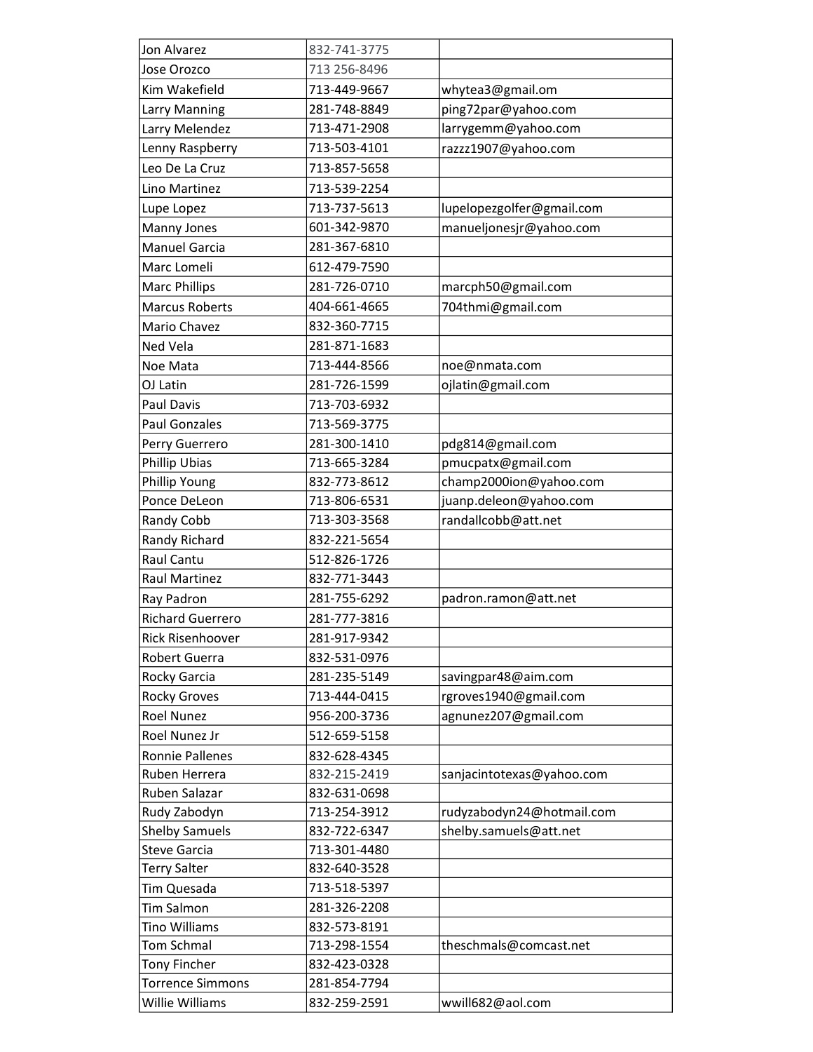| | | |
|---|---|---|
| Jon Alvarez | 832-741-3775 | |
| Jose Orozco | 713 256-8496 | |
| Kim Wakefield | 713-449-9667 | whytea3@gmail.om |
| Larry Manning | 281-748-8849 | ping72par@yahoo.com |
| Larry Melendez | 713-471-2908 | larrygemm@yahoo.com |
| Lenny Raspberry | 713-503-4101 | razzz1907@yahoo.com |
| Leo De La Cruz | 713-857-5658 | |
| Lino Martinez | 713-539-2254 | |
| Lupe Lopez | 713-737-5613 | lupelopezgolfer@gmail.com |
| Manny Jones | 601-342-9870 | manueljonesjr@yahoo.com |
| Manuel Garcia | 281-367-6810 | |
| Marc Lomeli | 612-479-7590 | |
| Marc Phillips | 281-726-0710 | marcph50@gmail.com |
| Marcus Roberts | 404-661-4665 | 704thmi@gmail.com |
| Mario Chavez | 832-360-7715 | |
| Ned Vela | 281-871-1683 | |
| Noe Mata | 713-444-8566 | noe@nmata.com |
| OJ Latin | 281-726-1599 | ojlatin@gmail.com |
| Paul Davis | 713-703-6932 | |
| Paul Gonzales | 713-569-3775 | |
| Perry Guerrero | 281-300-1410 | pdg814@gmail.com |
| Phillip Ubias | 713-665-3284 | pmucpatx@gmail.com |
| Phillip Young | 832-773-8612 | champ2000ion@yahoo.com |
| Ponce DeLeon | 713-806-6531 | juanp.deleon@yahoo.com |
| Randy Cobb | 713-303-3568 | randallcobb@att.net |
| Randy Richard | 832-221-5654 | |
| Raul Cantu | 512-826-1726 | |
| Raul Martinez | 832-771-3443 | |
| Ray Padron | 281-755-6292 | padron.ramon@att.net |
| Richard Guerrero | 281-777-3816 | |
| Rick Risenhoover | 281-917-9342 | |
| Robert Guerra | 832-531-0976 | |
| Rocky Garcia | 281-235-5149 | savingpar48@aim.com |
| Rocky Groves | 713-444-0415 | rgroves1940@gmail.com |
| Roel Nunez | 956-200-3736 | agnunez207@gmail.com |
| Roel Nunez Jr | 512-659-5158 | |
| Ronnie Pallenes | 832-628-4345 | |
| Ruben Herrera | 832-215-2419 | sanjacintotexas@yahoo.com |
| Ruben Salazar | 832-631-0698 | |
| Rudy Zabodyn | 713-254-3912 | rudyzabodyn24@hotmail.com |
| Shelby Samuels | 832-722-6347 | shelby.samuels@att.net |
| Steve Garcia | 713-301-4480 | |
| Terry Salter | 832-640-3528 | |
| Tim Quesada | 713-518-5397 | |
| Tim Salmon | 281-326-2208 | |
| Tino Williams | 832-573-8191 | |
| Tom Schmal | 713-298-1554 | theschmals@comcast.net |
| Tony Fincher | 832-423-0328 | |
| Torrence Simmons | 281-854-7794 | |
| Willie Williams | 832-259-2591 | wwill682@aol.com |